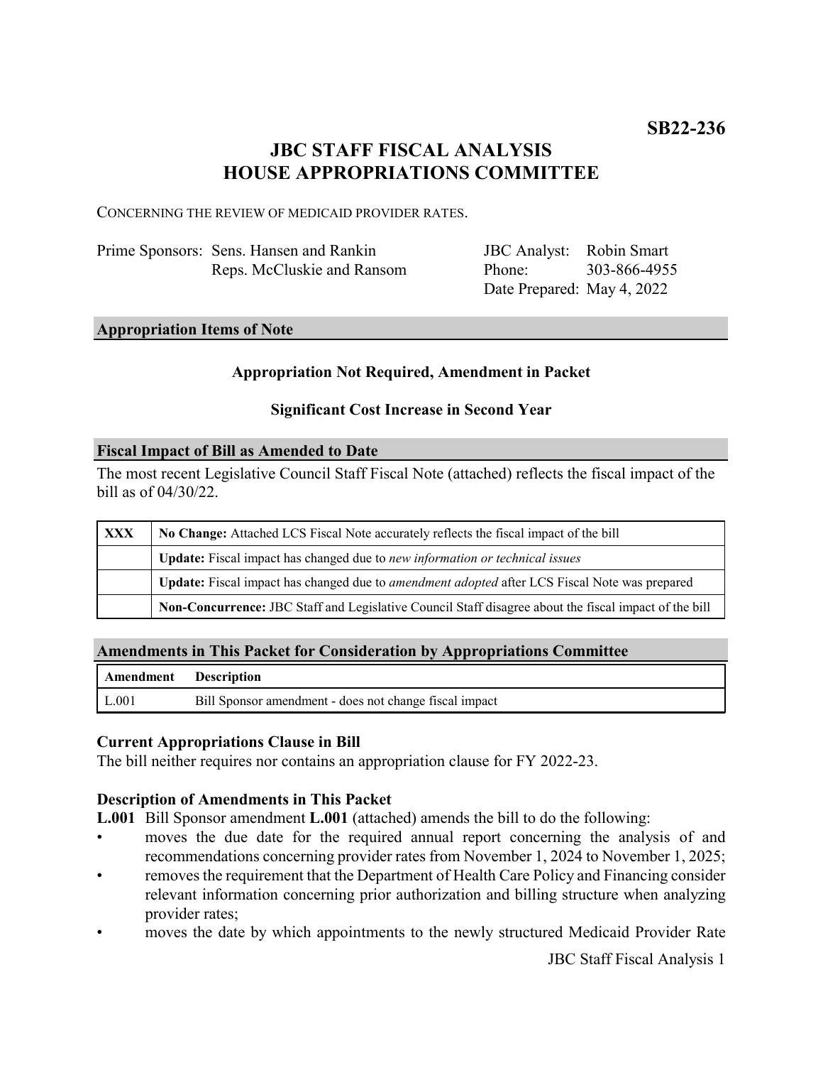**SB22-236**

# JBC STAFF FISCAL ANALYSIS
# HOUSE APPROPRIATIONS COMMITTEE

CONCERNING THE REVIEW OF MEDICAID PROVIDER RATES.

| | | | |
|---|---|---|---|
| Prime Sponsors: | Sens. Hansen and Rankin<br>Reps. McCluskie and Ransom | JBC Analyst:<br>Phone:<br>Date Prepared: | Robin Smart<br>303-866-4955<br>May 4, 2022 |

## Appropriation Items of Note

**Appropriation Not Required, Amendment in Packet**

**Significant Cost Increase in Second Year**

## Fiscal Impact of Bill as Amended to Date

The most recent Legislative Council Staff Fiscal Note (attached) reflects the fiscal impact of the bill as of 04/30/22.

| | |
|---|---|
| **XXX** | **No Change:** Attached LCS Fiscal Note accurately reflects the fiscal impact of the bill |
| | **Update:** Fiscal impact has changed due to *new information or technical issues* |
| | **Update:** Fiscal impact has changed due to *amendment adopted* after LCS Fiscal Note was prepared |
| | **Non-Concurrence:** JBC Staff and Legislative Council Staff disagree about the fiscal impact of the bill |

## Amendments in This Packet for Consideration by Appropriations Committee

| Amendment | Description |
|---|---|
| L.001 | Bill Sponsor amendment - does not change fiscal impact |

### Current Appropriations Clause in Bill

The bill neither requires nor contains an appropriation clause for FY 2022-23.

### Description of Amendments in This Packet

**L.001** Bill Sponsor amendment **L.001** (attached) amends the bill to do the following:

- moves the due date for the required annual report concerning the analysis of and recommendations concerning provider rates from November 1, 2024 to November 1, 2025;
- removes the requirement that the Department of Health Care Policy and Financing consider relevant information concerning prior authorization and billing structure when analyzing provider rates;
- moves the date by which appointments to the newly structured Medicaid Provider Rate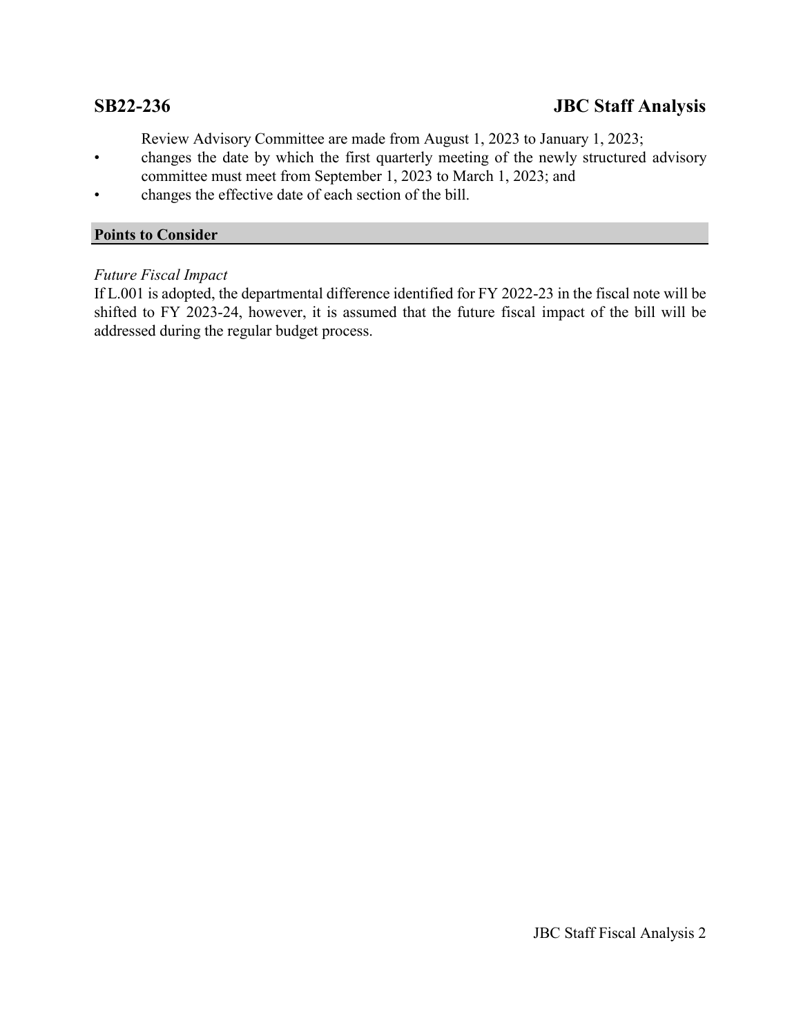Review Advisory Committee are made from August 1, 2023 to January 1, 2023;

- changes the date by which the first quarterly meeting of the newly structured advisory committee must meet from September 1, 2023 to March 1, 2023; and
- changes the effective date of each section of the bill.

## Points to Consider

*Future Fiscal Impact*

If L.001 is adopted, the departmental difference identified for FY 2022-23 in the fiscal note will be shifted to FY 2023-24, however, it is assumed that the future fiscal impact of the bill will be addressed during the regular budget process.